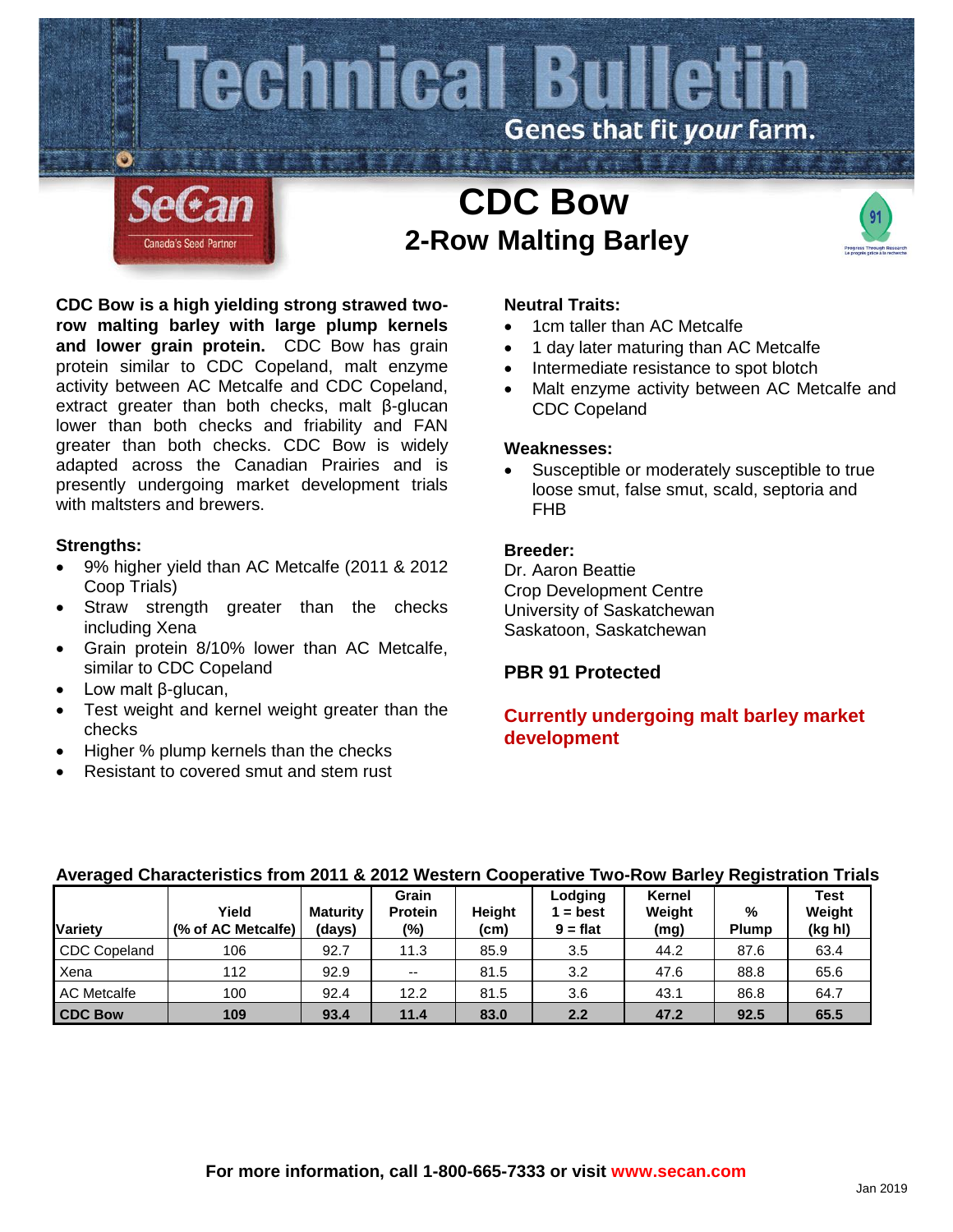# Technical Bulletin

Genes that fit *your* farm.

SeCan
Canada's Seed Partner

# CDC Bow

## 2-Row Malting Barley

**CDC Bow is a high yielding strong strawed two-row malting barley with large plump kernels and lower grain protein.** CDC Bow has grain protein similar to CDC Copeland, malt enzyme activity between AC Metcalfe and CDC Copeland, extract greater than both checks, malt β-glucan lower than both checks and friability and FAN greater than both checks. CDC Bow is widely adapted across the Canadian Prairies and is presently undergoing market development trials with maltsters and brewers.

### Strengths:

- 9% higher yield than AC Metcalfe (2011 & 2012 Coop Trials)
- Straw strength greater than the checks including Xena
- Grain protein 8/10% lower than AC Metcalfe, similar to CDC Copeland
- Low malt β-glucan,
- Test weight and kernel weight greater than the checks
- Higher % plump kernels than the checks
- Resistant to covered smut and stem rust

### Neutral Traits:

- 1cm taller than AC Metcalfe
- 1 day later maturing than AC Metcalfe
- Intermediate resistance to spot blotch
- Malt enzyme activity between AC Metcalfe and CDC Copeland

### Weaknesses:

- Susceptible or moderately susceptible to true loose smut, false smut, scald, septoria and FHB

### Breeder:

Dr. Aaron Beattie
Crop Development Centre
University of Saskatchewan
Saskatoon, Saskatchewan

### PBR 91 Protected

**Currently undergoing malt barley market development**

### Averaged Characteristics from 2011 & 2012 Western Cooperative Two-Row Barley Registration Trials

| Variety | Yield (% of AC Metcalfe) | Maturity (days) | Grain Protein (%) | Height (cm) | Lodging 1 = best 9 = flat | Kernel Weight (mg) | % Plump | Test Weight (kg hl) |
|---|---|---|---|---|---|---|---|---|
| CDC Copeland | 106 | 92.7 | 11.3 | 85.9 | 3.5 | 44.2 | 87.6 | 63.4 |
| Xena | 112 | 92.9 | -- | 81.5 | 3.2 | 47.6 | 88.8 | 65.6 |
| AC Metcalfe | 100 | 92.4 | 12.2 | 81.5 | 3.6 | 43.1 | 86.8 | 64.7 |
| **CDC Bow** | **109** | **93.4** | **11.4** | **83.0** | **2.2** | **47.2** | **92.5** | **65.5** |

**For more information, call 1-800-665-7333 or visit www.secan.com**

Jan 2019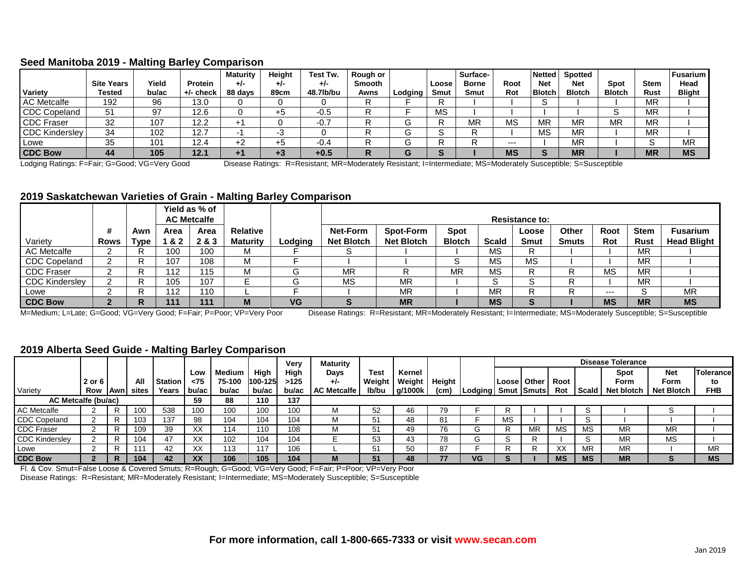## Seed Manitoba 2019 - Malting Barley Comparison

| Variety | Site Years Tested | Yield bu/ac | Protein +/- check | Maturity +/- 88 days | Height +/- 89cm | Test Tw. +/- 48.7lb/bu | Rough or Smooth Awns | Lodging | Loose Smut | Surface-Borne Smut | Root Rot | Netted Net Blotch | Spotted Net Blotch | Spot Blotch | Stem Rust | Fusarium Head Blight |
|---|---|---|---|---|---|---|---|---|---|---|---|---|---|---|---|---|
| AC Metcalfe | 192 | 96 | 13.0 | 0 | 0 | 0 | R | F | R | I | I | S | I | I | MR | I |
| CDC Copeland | 51 | 97 | 12.6 | 0 | +5 | -0.5 | R | F | MS | I | I | I | I | S | MR | I |
| CDC Fraser | 32 | 107 | 12.2 | +1 | 0 | -0.7 | R | G | R | MR | MS | MR | MR | MR | MR | I |
| CDC Kindersley | 34 | 102 | 12.7 | -1 | -3 | 0 | R | G | S | R | I | MS | MR | I | MR | I |
| Lowe | 35 | 101 | 12.4 | +2 | +5 | -0.4 | R | G | R | R | --- | I | MR | I | S | MR |
| **CDC Bow** | **44** | **105** | **12.1** | **+1** | **+3** | **+0.5** | **R** | **G** | **S** | **I** | **MS** | **S** | **MR** | **I** | **MR** | **MS** |

Lodging Ratings: F=Fair; G=Good; VG=Very Good    Disease Ratings: R=Resistant; MR=Moderately Resistant; I=Intermediate; MS=Moderately Susceptible; S=Susceptible

## 2019 Saskatchewan Varieties of Grain - Malting Barley Comparison

| | | | Yield as % of AC Metcalfe | | | | Resistance to: | | | | | | | | |
|---|---|---|---|---|---|---|---|---|---|---|---|---|---|---|---|
| Variety | # Rows | Awn Type | Area 1 & 2 | Area 2 & 3 | Relative Maturity | Lodging | Net-Form Net Blotch | Spot-Form Net Blotch | Spot Blotch | Scald | Loose Smut | Other Smuts | Root Rot | Stem Rust | Fusarium Head Blight |
| AC Metcalfe | 2 | R | 100 | 100 | M | F | S | I | I | MS | R | I | I | MR | I |
| CDC Copeland | 2 | R | 107 | 108 | M | F | I | I | S | MS | MS | I | I | MR | I |
| CDC Fraser | 2 | R | 112 | 115 | M | G | MR | R | MR | MS | R | R | MS | MR | I |
| CDC Kindersley | 2 | R | 105 | 107 | E | G | MS | MR | I | S | S | R | I | MR | I |
| Lowe | 2 | R | 112 | 110 | L | F | I | MR | I | MR | R | R | --- | S | MR |
| **CDC Bow** | **2** | **R** | **111** | **111** | **M** | **VG** | **S** | **MR** | **I** | **MS** | **S** | **I** | **MS** | **MR** | **MS** |

M=Medium; L=Late; G=Good; VG=Very Good; F=Fair; P=Poor; VP=Very Poor    Disease Ratings: R=Resistant; MR=Moderately Resistant; I=Intermediate; MS=Moderately Susceptible; S=Susceptible

## 2019 Alberta Seed Guide - Malting Barley Comparison

| | | | | | | | | | | | | | | Disease Tolerance | | | | | | | |
|---|---|---|---|---|---|---|---|---|---|---|---|---|---|---|---|---|---|---|---|---|---|
| Variety | 2 or 6 Row | Awn | All sites | Station Years | Low <75 bu/ac | Medium 75-100 bu/ac | High 100-125 bu/ac | Very High >125 bu/ac | Maturity Days +/- AC Metcalfe | Test Weight lb/bu | Kernel Weight g/1000k | Height (cm) | Lodging | Loose Smut | Other Smuts | Root Rot | Scald | Spot Form Net blotch | Net Form Net Blotch | Tolerance to FHB |
| AC Metcalfe (bu/ac) | | | | | 59 | 88 | 110 | 137 | | | | | | | | | | | | |
| AC Metcalfe | 2 | R | 100 | 538 | 100 | 100 | 100 | 100 | M | 52 | 46 | 79 | F | R | I | I | S | I | S | I |
| CDC Copeland | 2 | R | 103 | 137 | 98 | 104 | 104 | 104 | M | 51 | 48 | 81 | F | MS | I | I | S | I | I | I |
| CDC Fraser | 2 | R | 109 | 39 | XX | 114 | 110 | 108 | M | 51 | 49 | 76 | G | R | MR | MS | MS | MR | MR | I |
| CDC Kindersley | 2 | R | 104 | 47 | XX | 102 | 104 | 104 | E | 53 | 43 | 78 | G | S | R | I | S | MR | MS | I |
| Lowe | 2 | R | 111 | 42 | XX | 113 | 117 | 106 | L | 51 | 50 | 87 | F | R | R | XX | MR | MR | I | MR |
| **CDC Bow** | **2** | **R** | **104** | **42** | **XX** | **106** | **105** | **104** | **M** | **51** | **48** | **77** | **VG** | **S** | **I** | **MS** | **MS** | **MR** | **S** | **MS** |

Fl. & Cov. Smut=False Loose & Covered Smuts; R=Rough; G=Good; VG=Very Good; F=Fair; P=Poor; VP=Very Poor
Disease Ratings: R=Resistant; MR=Moderately Resistant; I=Intermediate; MS=Moderately Susceptible; S=Susceptible

**For more information, call 1-800-665-7333 or visit www.secan.com**

Jan 2019